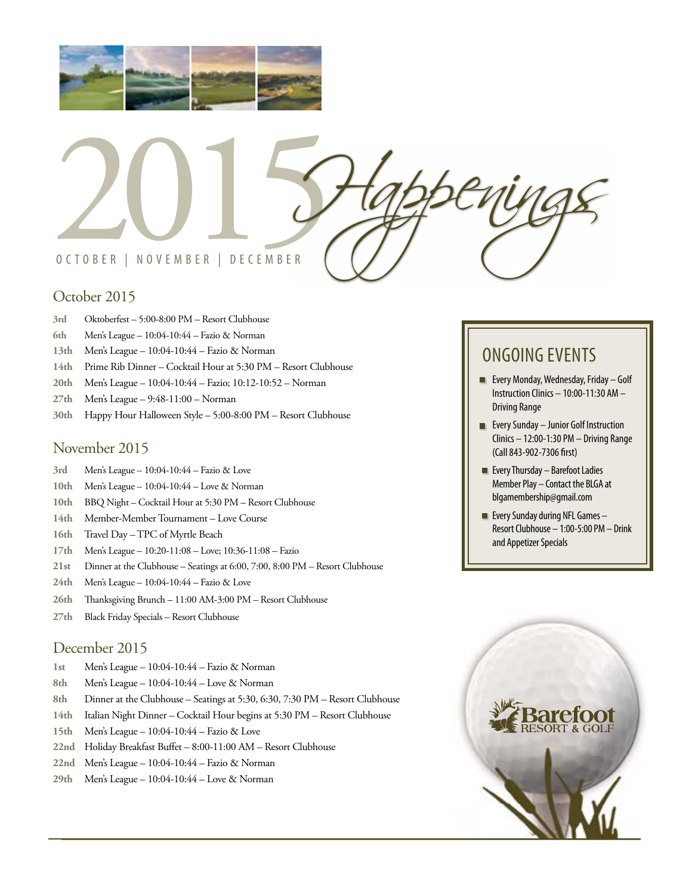# 2015 Happenings

OCTOBER | NOVEMBER | DECEMBER

## October 2015

- **3rd** Oktoberfest – 5:00-8:00 PM – Resort Clubhouse
- **6th** Men's League – 10:04-10:44 – Fazio & Norman
- **13th** Men's League – 10:04-10:44 – Fazio & Norman
- **14th** Prime Rib Dinner – Cocktail Hour at 5:30 PM – Resort Clubhouse
- **20th** Men's League – 10:04-10:44 – Fazio; 10:12-10:52 – Norman
- **27th** Men's League – 9:48-11:00 – Norman
- **30th** Happy Hour Halloween Style – 5:00-8:00 PM – Resort Clubhouse

## November 2015

- **3rd** Men's League – 10:04-10:44 – Fazio & Love
- **10th** Men's League – 10:04-10:44 – Love & Norman
- **10th** BBQ Night – Cocktail Hour at 5:30 PM – Resort Clubhouse
- **14th** Member-Member Tournament – Love Course
- **16th** Travel Day – TPC of Myrtle Beach
- **17th** Men's League – 10:20-11:08 – Love; 10:36-11:08 – Fazio
- **21st** Dinner at the Clubhouse – Seatings at 6:00, 7:00, 8:00 PM – Resort Clubhouse
- **24th** Men's League – 10:04-10:44 – Fazio & Love
- **26th** Thanksgiving Brunch – 11:00 AM-3:00 PM – Resort Clubhouse
- **27th** Black Friday Specials – Resort Clubhouse

## December 2015

- **1st** Men's League – 10:04-10:44 – Fazio & Norman
- **8th** Men's League – 10:04-10:44 – Love & Norman
- **8th** Dinner at the Clubhouse – Seatings at 5:30, 6:30, 7:30 PM – Resort Clubhouse
- **14th** Italian Night Dinner – Cocktail Hour begins at 5:30 PM – Resort Clubhouse
- **15th** Men's League – 10:04-10:44 – Fazio & Love
- **22nd** Holiday Breakfast Buffet – 8:00-11:00 AM – Resort Clubhouse
- **22nd** Men's League – 10:04-10:44 – Fazio & Norman
- **29th** Men's League – 10:04-10:44 – Love & Norman

## ONGOING EVENTS

- Every Monday, Wednesday, Friday – Golf Instruction Clinics – 10:00-11:30 AM – Driving Range
- Every Sunday – Junior Golf Instruction Clinics – 12:00-1:30 PM – Driving Range (Call 843-902-7306 first)
- Every Thursday – Barefoot Ladies Member Play – Contact the BLGA at blgamembership@gmail.com
- Every Sunday during NFL Games – Resort Clubhouse – 1:00-5:00 PM – Drink and Appetizer Specials

Barefoot RESORT & GOLF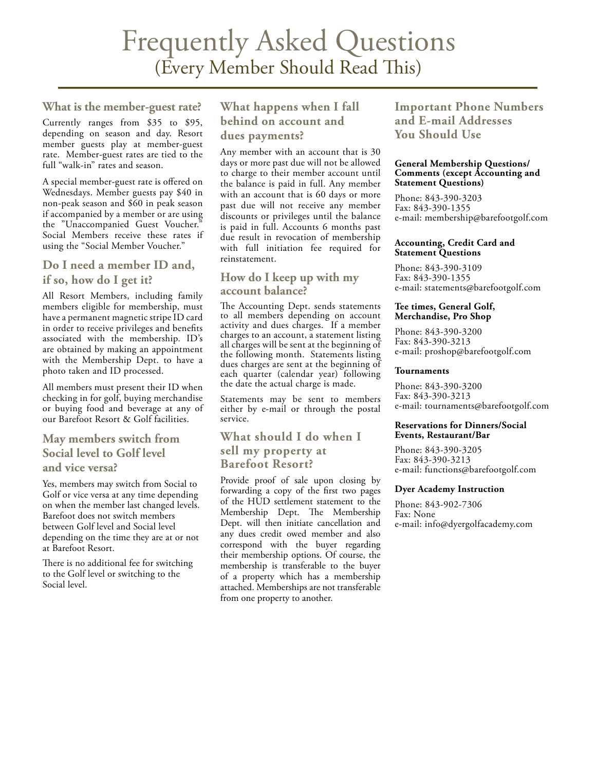# Frequently Asked Questions
## (Every Member Should Read This)

### What is the member-guest rate?

Currently ranges from $35 to $95, depending on season and day. Resort member guests play at member-guest rate. Member-guest rates are tied to the full "walk-in" rates and season.

A special member-guest rate is offered on Wednesdays. Member guests pay $40 in non-peak season and $60 in peak season if accompanied by a member or are using the "Unaccompanied Guest Voucher." Social Members receive these rates if using the "Social Member Voucher."

### Do I need a member ID and, if so, how do I get it?

All Resort Members, including family members eligible for membership, must have a permanent magnetic stripe ID card in order to receive privileges and benefits associated with the membership. ID's are obtained by making an appointment with the Membership Dept. to have a photo taken and ID processed.

All members must present their ID when checking in for golf, buying merchandise or buying food and beverage at any of our Barefoot Resort & Golf facilities.

### May members switch from Social level to Golf level and vice versa?

Yes, members may switch from Social to Golf or vice versa at any time depending on when the member last changed levels. Barefoot does not switch members between Golf level and Social level depending on the time they are at or not at Barefoot Resort.

There is no additional fee for switching to the Golf level or switching to the Social level.

### What happens when I fall behind on account and dues payments?

Any member with an account that is 30 days or more past due will not be allowed to charge to their member account until the balance is paid in full. Any member with an account that is 60 days or more past due will not receive any member discounts or privileges until the balance is paid in full. Accounts 6 months past due result in revocation of membership with full initiation fee required for reinstatement.

### How do I keep up with my account balance?

The Accounting Dept. sends statements to all members depending on account activity and dues charges. If a member charges to an account, a statement listing all charges will be sent at the beginning of the following month. Statements listing dues charges are sent at the beginning of each quarter (calendar year) following the date the actual charge is made.

Statements may be sent to members either by e-mail or through the postal service.

### What should I do when I sell my property at Barefoot Resort?

Provide proof of sale upon closing by forwarding a copy of the first two pages of the HUD settlement statement to the Membership Dept. The Membership Dept. will then initiate cancellation and any dues credit owed member and also correspond with the buyer regarding their membership options. Of course, the membership is transferable to the buyer of a property which has a membership attached. Memberships are not transferable from one property to another.

### Important Phone Numbers and E-mail Addresses You Should Use

**General Membership Questions/ Comments (except Accounting and Statement Questions)**

Phone: 843-390-3203
Fax: 843-390-1355
e-mail: membership@barefootgolf.com

**Accounting, Credit Card and Statement Questions**

Phone: 843-390-3109
Fax: 843-390-1355
e-mail: statements@barefootgolf.com

**Tee times, General Golf, Merchandise, Pro Shop**

Phone: 843-390-3200
Fax: 843-390-3213
e-mail: proshop@barefootgolf.com

**Tournaments**

Phone: 843-390-3200
Fax: 843-390-3213
e-mail: tournaments@barefootgolf.com

**Reservations for Dinners/Social Events, Restaurant/Bar**

Phone: 843-390-3205
Fax: 843-390-3213
e-mail: functions@barefootgolf.com

**Dyer Academy Instruction**

Phone: 843-902-7306
Fax: None
e-mail: info@dyergolfacademy.com